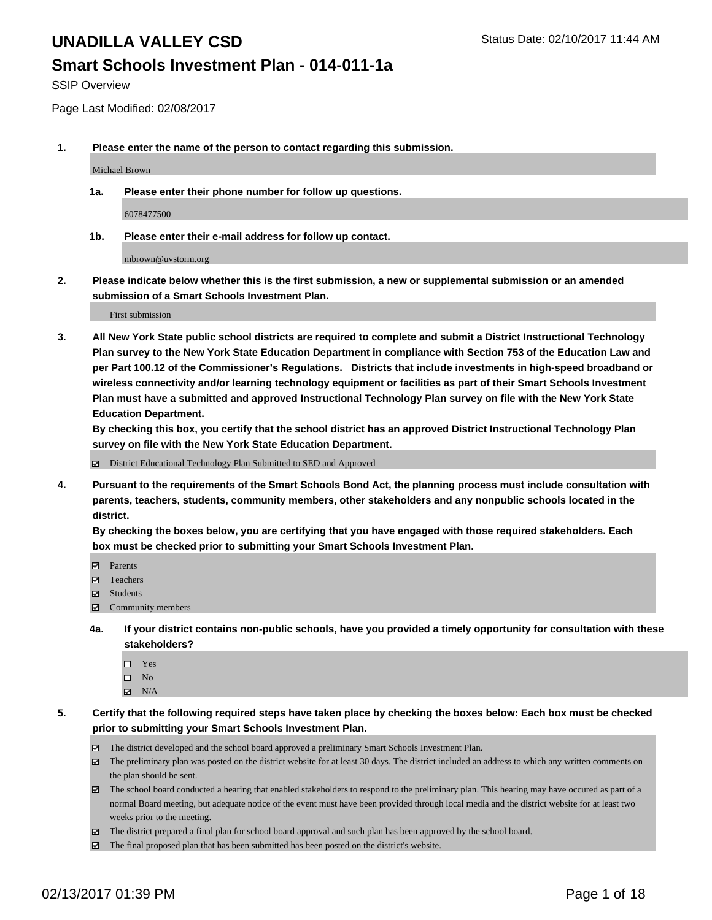# UNADILLA VALLEY CSD

Status Date: 02/10/2017 11:44 AM

## Smart Schools Investment Plan - 014-011-1a

SSIP Overview

Page Last Modified: 02/08/2017

**1. Please enter the name of the person to contact regarding this submission.**

Michael Brown

**1a. Please enter their phone number for follow up questions.**

6078477500

**1b. Please enter their e-mail address for follow up contact.**

mbrown@uvstorm.org

**2. Please indicate below whether this is the first submission, a new or supplemental submission or an amended submission of a Smart Schools Investment Plan.**

First submission

**3. All New York State public school districts are required to complete and submit a District Instructional Technology Plan survey to the New York State Education Department in compliance with Section 753 of the Education Law and per Part 100.12 of the Commissioner's Regulations. Districts that include investments in high-speed broadband or wireless connectivity and/or learning technology equipment or facilities as part of their Smart Schools Investment Plan must have a submitted and approved Instructional Technology Plan survey on file with the New York State Education Department.**
**By checking this box, you certify that the school district has an approved District Instructional Technology Plan survey on file with the New York State Education Department.**

- [x] District Educational Technology Plan Submitted to SED and Approved

**4. Pursuant to the requirements of the Smart Schools Bond Act, the planning process must include consultation with parents, teachers, students, community members, other stakeholders and any nonpublic schools located in the district.**
**By checking the boxes below, you are certifying that you have engaged with those required stakeholders. Each box must be checked prior to submitting your Smart Schools Investment Plan.**

- [x] Parents
- [x] Teachers
- [x] Students
- [x] Community members

**4a. If your district contains non-public schools, have you provided a timely opportunity for consultation with these stakeholders?**

- [ ] Yes
- [ ] No
- [x] N/A

**5. Certify that the following required steps have taken place by checking the boxes below: Each box must be checked prior to submitting your Smart Schools Investment Plan.**

- [x] The district developed and the school board approved a preliminary Smart Schools Investment Plan.
- [x] The preliminary plan was posted on the district website for at least 30 days. The district included an address to which any written comments on the plan should be sent.
- [x] The school board conducted a hearing that enabled stakeholders to respond to the preliminary plan. This hearing may have occured as part of a normal Board meeting, but adequate notice of the event must have been provided through local media and the district website for at least two weeks prior to the meeting.
- [x] The district prepared a final plan for school board approval and such plan has been approved by the school board.
- [x] The final proposed plan that has been submitted has been posted on the district's website.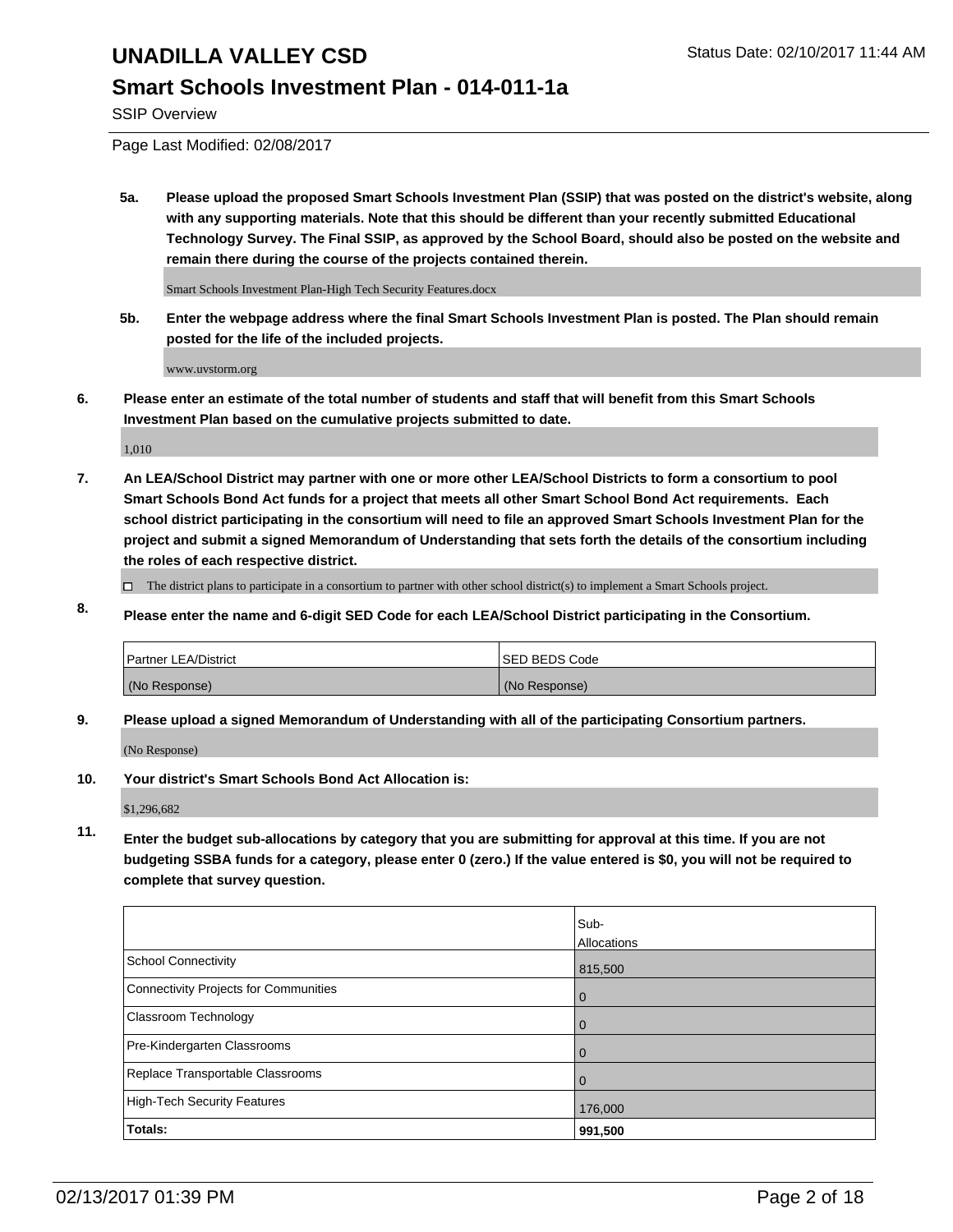# UNADILLA VALLEY CSD

## Smart Schools Investment Plan - 014-011-1a

SSIP Overview

Page Last Modified: 02/08/2017

**5a. Please upload the proposed Smart Schools Investment Plan (SSIP) that was posted on the district's website, along with any supporting materials. Note that this should be different than your recently submitted Educational Technology Survey. The Final SSIP, as approved by the School Board, should also be posted on the website and remain there during the course of the projects contained therein.**

Smart Schools Investment Plan-High Tech Security Features.docx

**5b. Enter the webpage address where the final Smart Schools Investment Plan is posted. The Plan should remain posted for the life of the included projects.**

www.uvstorm.org

**6. Please enter an estimate of the total number of students and staff that will benefit from this Smart Schools Investment Plan based on the cumulative projects submitted to date.**

1,010

**7. An LEA/School District may partner with one or more other LEA/School Districts to form a consortium to pool Smart Schools Bond Act funds for a project that meets all other Smart School Bond Act requirements. Each school district participating in the consortium will need to file an approved Smart Schools Investment Plan for the project and submit a signed Memorandum of Understanding that sets forth the details of the consortium including the roles of each respective district.**

☐ The district plans to participate in a consortium to partner with other school district(s) to implement a Smart Schools project.

**8. Please enter the name and 6-digit SED Code for each LEA/School District participating in the Consortium.**

| Partner LEA/District | SED BEDS Code |
|---|---|
| (No Response) | (No Response) |

**9. Please upload a signed Memorandum of Understanding with all of the participating Consortium partners.**

(No Response)

**10. Your district's Smart Schools Bond Act Allocation is:**

$1,296,682

**11. Enter the budget sub-allocations by category that you are submitting for approval at this time. If you are not budgeting SSBA funds for a category, please enter 0 (zero.) If the value entered is $0, you will not be required to complete that survey question.**

| | Sub-Allocations |
|---|---|
| School Connectivity | 815,500 |
| Connectivity Projects for Communities | 0 |
| Classroom Technology | 0 |
| Pre-Kindergarten Classrooms | 0 |
| Replace Transportable Classrooms | 0 |
| High-Tech Security Features | 176,000 |
| **Totals:** | **991,500** |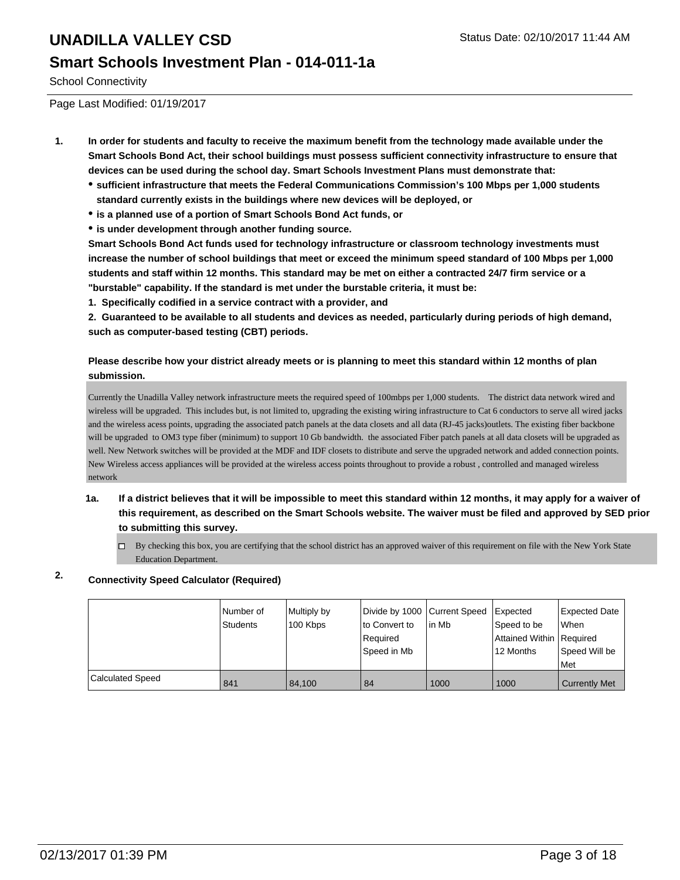# UNADILLA VALLEY CSD

## Smart Schools Investment Plan - 014-011-1a

School Connectivity

Page Last Modified: 01/19/2017

**1. In order for students and faculty to receive the maximum benefit from the technology made available under the Smart Schools Bond Act, their school buildings must possess sufficient connectivity infrastructure to ensure that devices can be used during the school day. Smart Schools Investment Plans must demonstrate that:**

- **sufficient infrastructure that meets the Federal Communications Commission's 100 Mbps per 1,000 students standard currently exists in the buildings where new devices will be deployed, or**
- **is a planned use of a portion of Smart Schools Bond Act funds, or**
- **is under development through another funding source.**

**Smart Schools Bond Act funds used for technology infrastructure or classroom technology investments must increase the number of school buildings that meet or exceed the minimum speed standard of 100 Mbps per 1,000 students and staff within 12 months. This standard may be met on either a contracted 24/7 firm service or a "burstable" capability. If the standard is met under the burstable criteria, it must be:**

**1. Specifically codified in a service contract with a provider, and**

**2. Guaranteed to be available to all students and devices as needed, particularly during periods of high demand, such as computer-based testing (CBT) periods.**

**Please describe how your district already meets or is planning to meet this standard within 12 months of plan submission.**

Currently the Unadilla Valley network infrastructure meets the required speed of 100mbps per 1,000 students. The district data network wired and wireless will be upgraded. This includes but, is not limited to, upgrading the existing wiring infrastructure to Cat 6 conductors to serve all wired jacks and the wireless acess points, upgrading the associated patch panels at the data closets and all data (RJ-45 jacks)outlets. The existing fiber backbone will be upgraded to OM3 type fiber (minimum) to support 10 Gb bandwidth. the associated Fiber patch panels at all data closets will be upgraded as well. New Network switches will be provided at the MDF and IDF closets to distribute and serve the upgraded network and added connection points. New Wireless access appliances will be provided at the wireless access points throughout to provide a robust , controlled and managed wireless network

**1a. If a district believes that it will be impossible to meet this standard within 12 months, it may apply for a waiver of this requirement, as described on the Smart Schools website. The waiver must be filed and approved by SED prior to submitting this survey.**

☐ By checking this box, you are certifying that the school district has an approved waiver of this requirement on file with the New York State Education Department.

**2. Connectivity Speed Calculator (Required)**

| | Number of Students | Multiply by 100 Kbps | Divide by 1000 to Convert to Required Speed in Mb | Current Speed in Mb | Expected Speed to be Attained Within 12 Months | Expected Date When Required Speed Will be Met |
|---|---|---|---|---|---|---|
| Calculated Speed | 841 | 84,100 | 84 | 1000 | 1000 | Currently Met |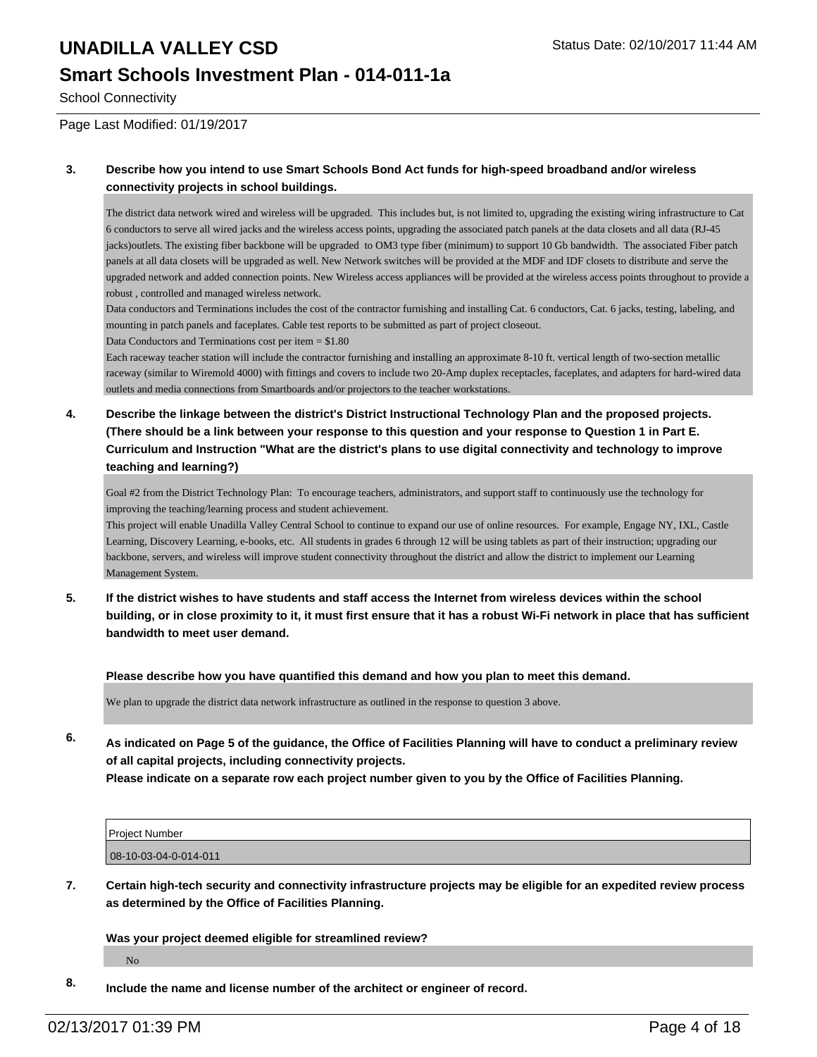# UNADILLA VALLEY CSD

## Smart Schools Investment Plan - 014-011-1a

School Connectivity

Page Last Modified: 01/19/2017

**3. Describe how you intend to use Smart Schools Bond Act funds for high-speed broadband and/or wireless connectivity projects in school buildings.**

The district data network wired and wireless will be upgraded. This includes but, is not limited to, upgrading the existing wiring infrastructure to Cat 6 conductors to serve all wired jacks and the wireless access points, upgrading the associated patch panels at the data closets and all data (RJ-45 jacks)outlets. The existing fiber backbone will be upgraded to OM3 type fiber (minimum) to support 10 Gb bandwidth. The associated Fiber patch panels at all data closets will be upgraded as well. New Network switches will be provided at the MDF and IDF closets to distribute and serve the upgraded network and added connection points. New Wireless access appliances will be provided at the wireless access points throughout to provide a robust , controlled and managed wireless network.
Data conductors and Terminations includes the cost of the contractor furnishing and installing Cat. 6 conductors, Cat. 6 jacks, testing, labeling, and mounting in patch panels and faceplates. Cable test reports to be submitted as part of project closeout.
Data Conductors and Terminations cost per item = $1.80
Each raceway teacher station will include the contractor furnishing and installing an approximate 8-10 ft. vertical length of two-section metallic raceway (similar to Wiremold 4000) with fittings and covers to include two 20-Amp duplex receptacles, faceplates, and adapters for hard-wired data outlets and media connections from Smartboards and/or projectors to the teacher workstations.

**4. Describe the linkage between the district's District Instructional Technology Plan and the proposed projects. (There should be a link between your response to this question and your response to Question 1 in Part E. Curriculum and Instruction "What are the district's plans to use digital connectivity and technology to improve teaching and learning?)**

Goal #2 from the District Technology Plan: To encourage teachers, administrators, and support staff to continuously use the technology for improving the teaching/learning process and student achievement.
This project will enable Unadilla Valley Central School to continue to expand our use of online resources. For example, Engage NY, IXL, Castle Learning, Discovery Learning, e-books, etc. All students in grades 6 through 12 will be using tablets as part of their instruction; upgrading our backbone, servers, and wireless will improve student connectivity throughout the district and allow the district to implement our Learning Management System.

**5. If the district wishes to have students and staff access the Internet from wireless devices within the school building, or in close proximity to it, it must first ensure that it has a robust Wi-Fi network in place that has sufficient bandwidth to meet user demand.**

**Please describe how you have quantified this demand and how you plan to meet this demand.**

We plan to upgrade the district data network infrastructure as outlined in the response to question 3 above.

**6. As indicated on Page 5 of the guidance, the Office of Facilities Planning will have to conduct a preliminary review of all capital projects, including connectivity projects.**
**Please indicate on a separate row each project number given to you by the Office of Facilities Planning.**

| Project Number |
|---|
| 08-10-03-04-0-014-011 |

**7. Certain high-tech security and connectivity infrastructure projects may be eligible for an expedited review process as determined by the Office of Facilities Planning.**

**Was your project deemed eligible for streamlined review?**

No

**8. Include the name and license number of the architect or engineer of record.**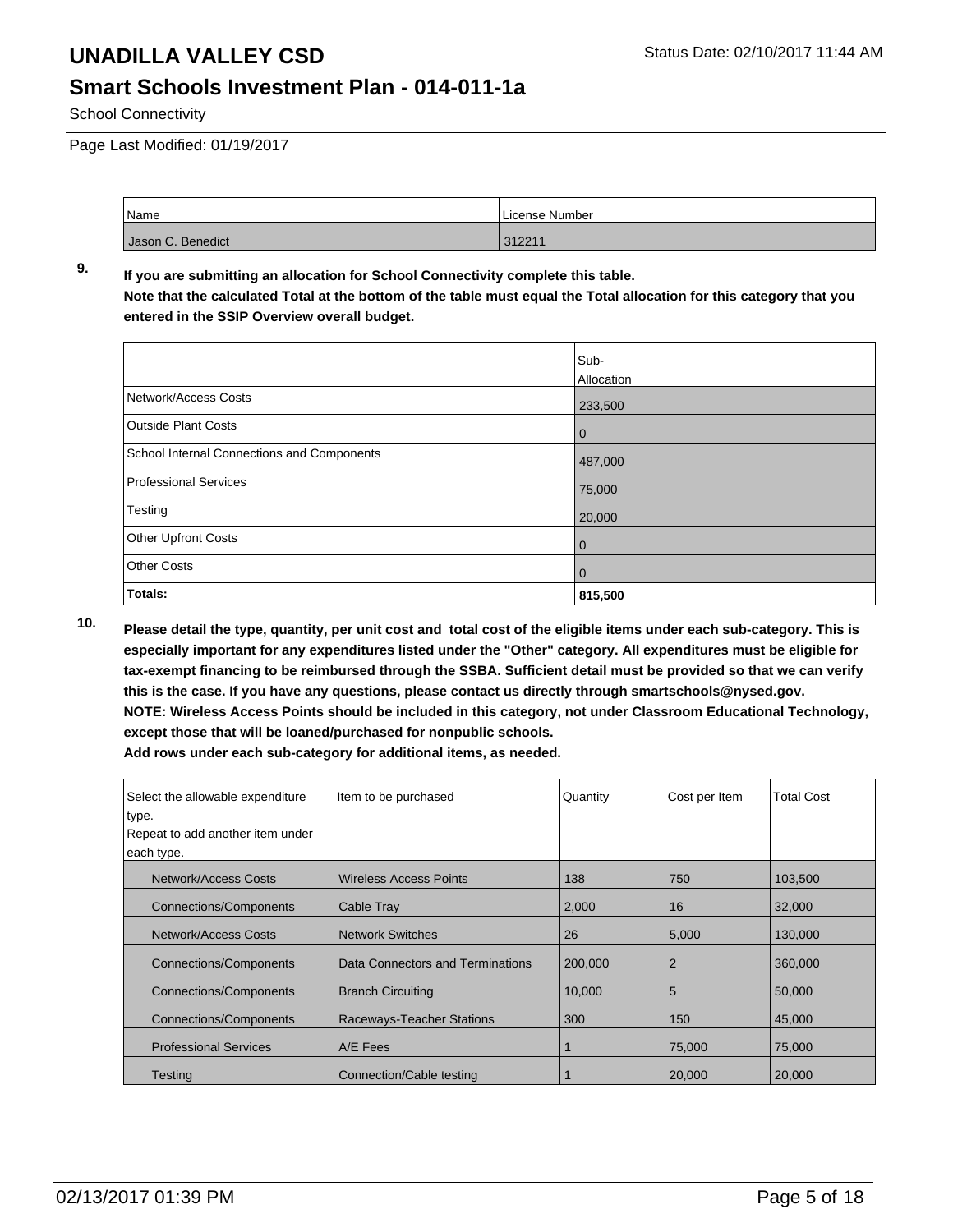| Name | License Number |
| --- | --- |
| Jason C. Benedict | 312211 |

**9. If you are submitting an allocation for School Connectivity complete this table.**
**Note that the calculated Total at the bottom of the table must equal the Total allocation for this category that you entered in the SSIP Overview overall budget.**

| | Sub-Allocation |
| --- | --- |
| Network/Access Costs | 233,500 |
| Outside Plant Costs | 0 |
| School Internal Connections and Components | 487,000 |
| Professional Services | 75,000 |
| Testing | 20,000 |
| Other Upfront Costs | 0 |
| Other Costs | 0 |
| **Totals:** | **815,500** |

**10. Please detail the type, quantity, per unit cost and total cost of the eligible items under each sub-category. This is especially important for any expenditures listed under the "Other" category. All expenditures must be eligible for tax-exempt financing to be reimbursed through the SSBA. Sufficient detail must be provided so that we can verify this is the case. If you have any questions, please contact us directly through smartschools@nysed.gov.**
**NOTE: Wireless Access Points should be included in this category, not under Classroom Educational Technology, except those that will be loaned/purchased for nonpublic schools.**
**Add rows under each sub-category for additional items, as needed.**

| Select the allowable expenditure type. Repeat to add another item under each type. | Item to be purchased | Quantity | Cost per Item | Total Cost |
| --- | --- | --- | --- | --- |
| Network/Access Costs | Wireless Access Points | 138 | 750 | 103,500 |
| Connections/Components | Cable Tray | 2,000 | 16 | 32,000 |
| Network/Access Costs | Network Switches | 26 | 5,000 | 130,000 |
| Connections/Components | Data Connectors and Terminations | 200,000 | 2 | 360,000 |
| Connections/Components | Branch Circuiting | 10,000 | 5 | 50,000 |
| Connections/Components | Raceways-Teacher Stations | 300 | 150 | 45,000 |
| Professional Services | A/E Fees | 1 | 75,000 | 75,000 |
| Testing | Connection/Cable testing | 1 | 20,000 | 20,000 |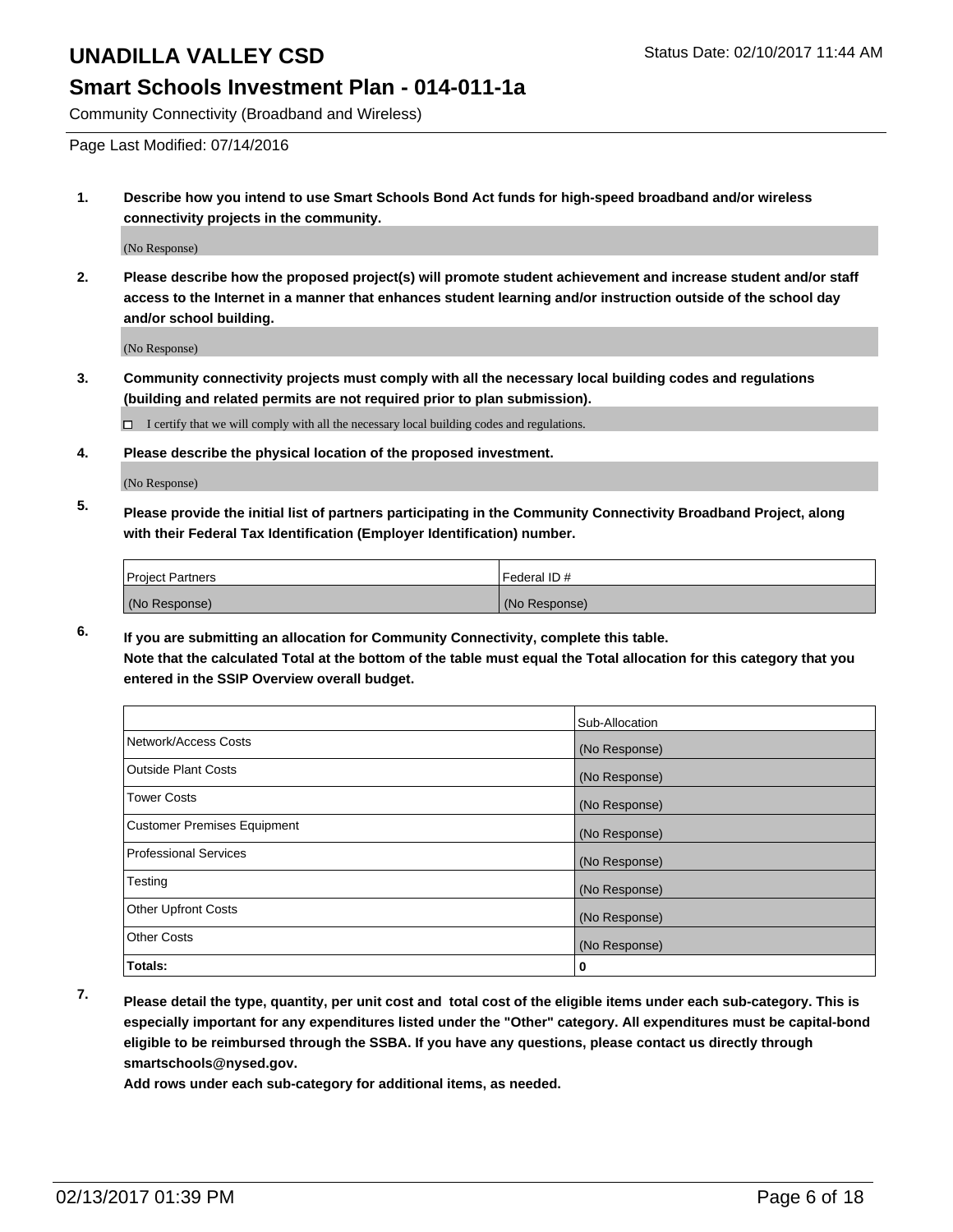# UNADILLA VALLEY CSD

## Smart Schools Investment Plan - 014-011-1a

Community Connectivity (Broadband and Wireless)

Page Last Modified: 07/14/2016

**1. Describe how you intend to use Smart Schools Bond Act funds for high-speed broadband and/or wireless connectivity projects in the community.**

(No Response)

**2. Please describe how the proposed project(s) will promote student achievement and increase student and/or staff access to the Internet in a manner that enhances student learning and/or instruction outside of the school day and/or school building.**

(No Response)

**3. Community connectivity projects must comply with all the necessary local building codes and regulations (building and related permits are not required prior to plan submission).**

☐ I certify that we will comply with all the necessary local building codes and regulations.

**4. Please describe the physical location of the proposed investment.**

(No Response)

**5. Please provide the initial list of partners participating in the Community Connectivity Broadband Project, along with their Federal Tax Identification (Employer Identification) number.**

| Project Partners | Federal ID # |
|---|---|
| (No Response) | (No Response) |

**6. If you are submitting an allocation for Community Connectivity, complete this table. Note that the calculated Total at the bottom of the table must equal the Total allocation for this category that you entered in the SSIP Overview overall budget.**

| | Sub-Allocation |
|---|---|
| Network/Access Costs | (No Response) |
| Outside Plant Costs | (No Response) |
| Tower Costs | (No Response) |
| Customer Premises Equipment | (No Response) |
| Professional Services | (No Response) |
| Testing | (No Response) |
| Other Upfront Costs | (No Response) |
| Other Costs | (No Response) |
| **Totals:** | **0** |

**7. Please detail the type, quantity, per unit cost and total cost of the eligible items under each sub-category. This is especially important for any expenditures listed under the "Other" category. All expenditures must be capital-bond eligible to be reimbursed through the SSBA. If you have any questions, please contact us directly through smartschools@nysed.gov.**

**Add rows under each sub-category for additional items, as needed.**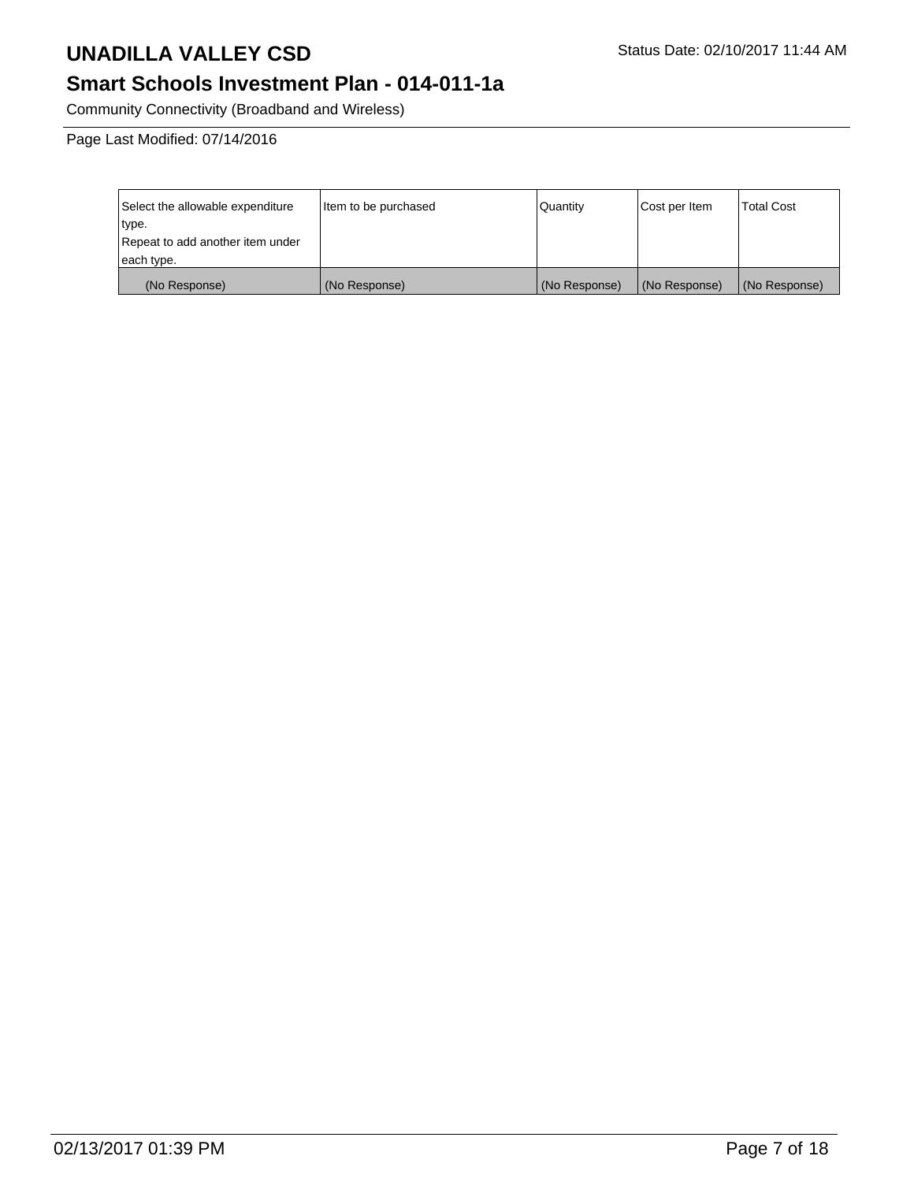# UNADILLA VALLEY CSD

Status Date: 02/10/2017 11:44 AM

## Smart Schools Investment Plan - 014-011-1a

Community Connectivity (Broadband and Wireless)

Page Last Modified: 07/14/2016

| Select the allowable expenditure type. Repeat to add another item under each type. | Item to be purchased | Quantity | Cost per Item | Total Cost |
|---|---|---|---|---|
| (No Response) | (No Response) | (No Response) | (No Response) | (No Response) |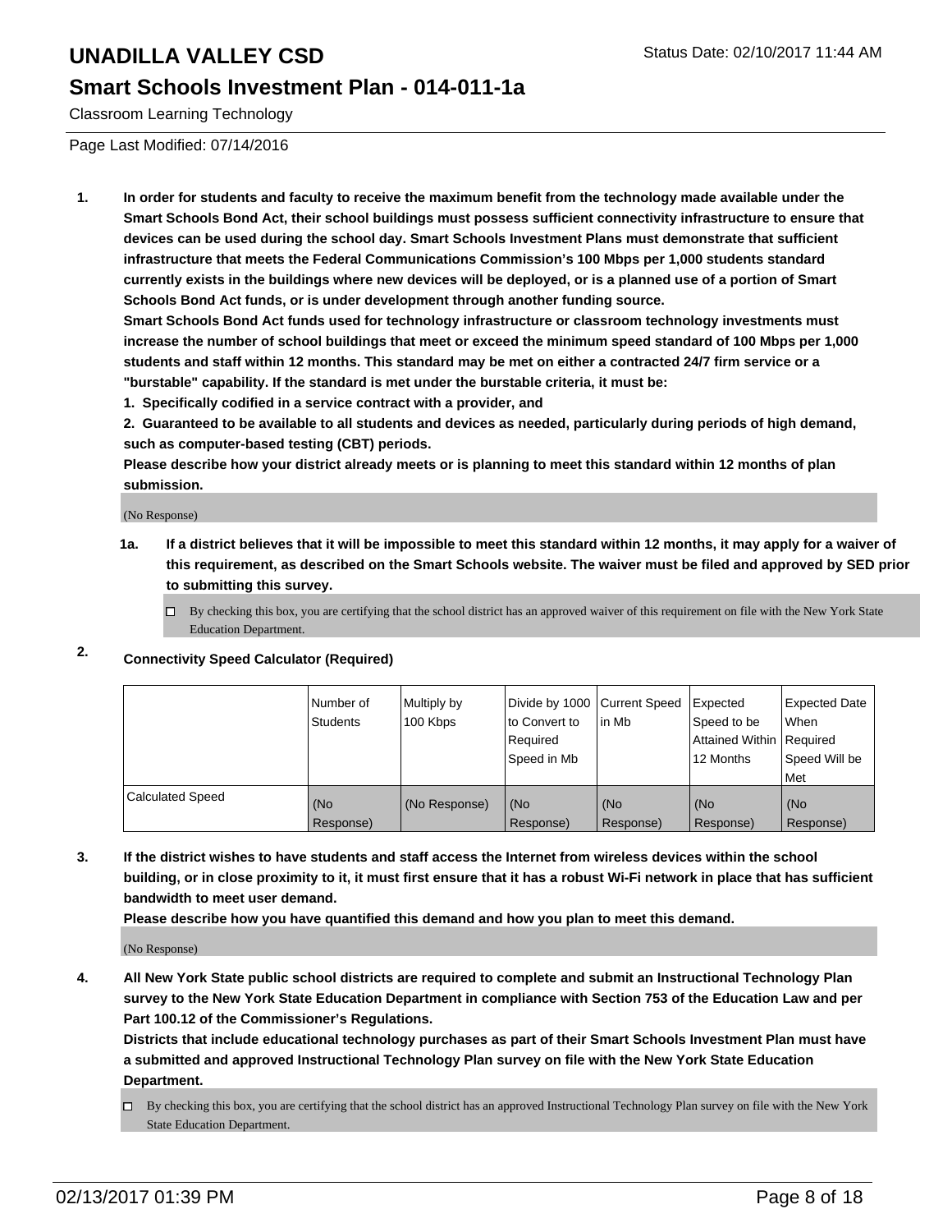# UNADILLA VALLEY CSD

## Smart Schools Investment Plan - 014-011-1a

Classroom Learning Technology

Page Last Modified: 07/14/2016

1. **In order for students and faculty to receive the maximum benefit from the technology made available under the Smart Schools Bond Act, their school buildings must possess sufficient connectivity infrastructure to ensure that devices can be used during the school day. Smart Schools Investment Plans must demonstrate that sufficient infrastructure that meets the Federal Communications Commission's 100 Mbps per 1,000 students standard currently exists in the buildings where new devices will be deployed, or is a planned use of a portion of Smart Schools Bond Act funds, or is under development through another funding source.**

   **Smart Schools Bond Act funds used for technology infrastructure or classroom technology investments must increase the number of school buildings that meet or exceed the minimum speed standard of 100 Mbps per 1,000 students and staff within 12 months. This standard may be met on either a contracted 24/7 firm service or a "burstable" capability. If the standard is met under the burstable criteria, it must be:**

   **1. Specifically codified in a service contract with a provider, and**

   **2. Guaranteed to be available to all students and devices as needed, particularly during periods of high demand, such as computer-based testing (CBT) periods.**

   **Please describe how your district already meets or is planning to meet this standard within 12 months of plan submission.**

   (No Response)

   **1a. If a district believes that it will be impossible to meet this standard within 12 months, it may apply for a waiver of this requirement, as described on the Smart Schools website. The waiver must be filed and approved by SED prior to submitting this survey.**

   ☐ By checking this box, you are certifying that the school district has an approved waiver of this requirement on file with the New York State Education Department.

2. **Connectivity Speed Calculator (Required)**

|  | Number of Students | Multiply by 100 Kbps | Divide by 1000 to Convert to Required Speed in Mb | Current Speed in Mb | Expected Speed to be Attained Within 12 Months | Expected Date When Required Speed Will be Met |
|---|---|---|---|---|---|---|
| Calculated Speed | (No Response) | (No Response) | (No Response) | (No Response) | (No Response) | (No Response) |

3. **If the district wishes to have students and staff access the Internet from wireless devices within the school building, or in close proximity to it, it must first ensure that it has a robust Wi-Fi network in place that has sufficient bandwidth to meet user demand.**

   **Please describe how you have quantified this demand and how you plan to meet this demand.**

   (No Response)

4. **All New York State public school districts are required to complete and submit an Instructional Technology Plan survey to the New York State Education Department in compliance with Section 753 of the Education Law and per Part 100.12 of the Commissioner's Regulations.**

   **Districts that include educational technology purchases as part of their Smart Schools Investment Plan must have a submitted and approved Instructional Technology Plan survey on file with the New York State Education Department.**

   ☐ By checking this box, you are certifying that the school district has an approved Instructional Technology Plan survey on file with the New York State Education Department.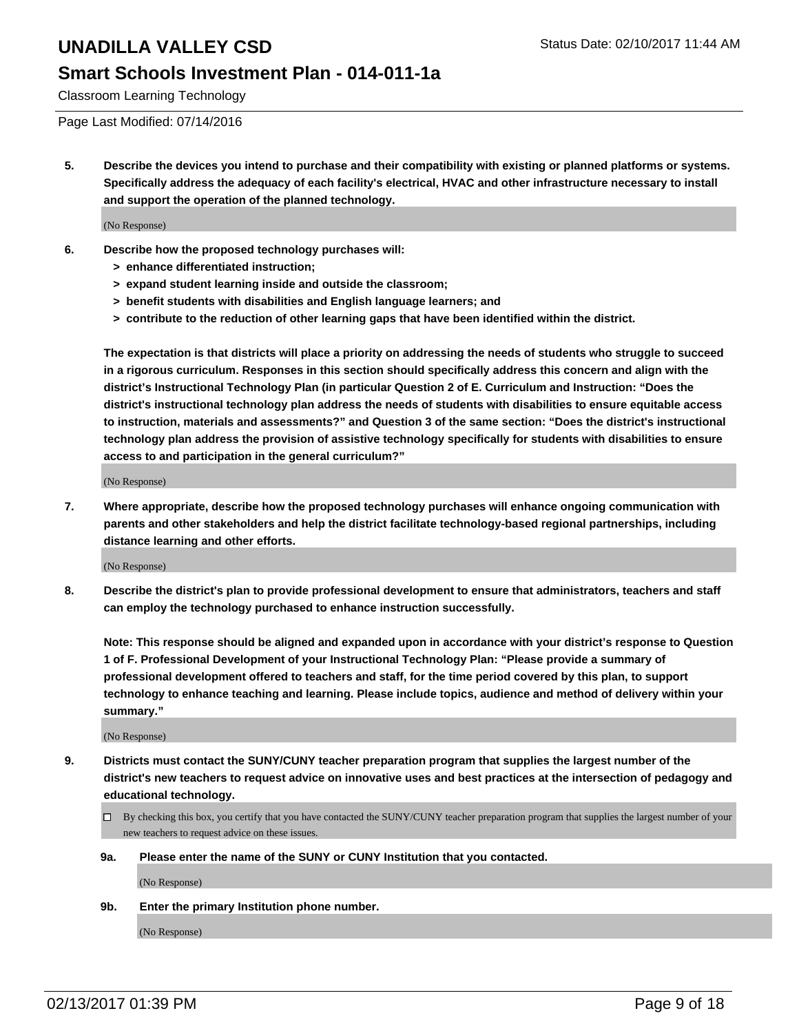5. **Describe the devices you intend to purchase and their compatibility with existing or planned platforms or systems. Specifically address the adequacy of each facility's electrical, HVAC and other infrastructure necessary to install and support the operation of the planned technology.**

(No Response)

6. **Describe how the proposed technology purchases will:**
   - **> enhance differentiated instruction;**
   - **> expand student learning inside and outside the classroom;**
   - **> benefit students with disabilities and English language learners; and**
   - **> contribute to the reduction of other learning gaps that have been identified within the district.**

   **The expectation is that districts will place a priority on addressing the needs of students who struggle to succeed in a rigorous curriculum. Responses in this section should specifically address this concern and align with the district's Instructional Technology Plan (in particular Question 2 of E. Curriculum and Instruction: "Does the district's instructional technology plan address the needs of students with disabilities to ensure equitable access to instruction, materials and assessments?" and Question 3 of the same section: "Does the district's instructional technology plan address the provision of assistive technology specifically for students with disabilities to ensure access to and participation in the general curriculum?"**

(No Response)

7. **Where appropriate, describe how the proposed technology purchases will enhance ongoing communication with parents and other stakeholders and help the district facilitate technology-based regional partnerships, including distance learning and other efforts.**

(No Response)

8. **Describe the district's plan to provide professional development to ensure that administrators, teachers and staff can employ the technology purchased to enhance instruction successfully.**

   **Note: This response should be aligned and expanded upon in accordance with your district's response to Question 1 of F. Professional Development of your Instructional Technology Plan: "Please provide a summary of professional development offered to teachers and staff, for the time period covered by this plan, to support technology to enhance teaching and learning. Please include topics, audience and method of delivery within your summary."**

(No Response)

9. **Districts must contact the SUNY/CUNY teacher preparation program that supplies the largest number of the district's new teachers to request advice on innovative uses and best practices at the intersection of pedagogy and educational technology.**

☐ By checking this box, you certify that you have contacted the SUNY/CUNY teacher preparation program that supplies the largest number of your new teachers to request advice on these issues.

**9a. Please enter the name of the SUNY or CUNY Institution that you contacted.**

(No Response)

**9b. Enter the primary Institution phone number.**

(No Response)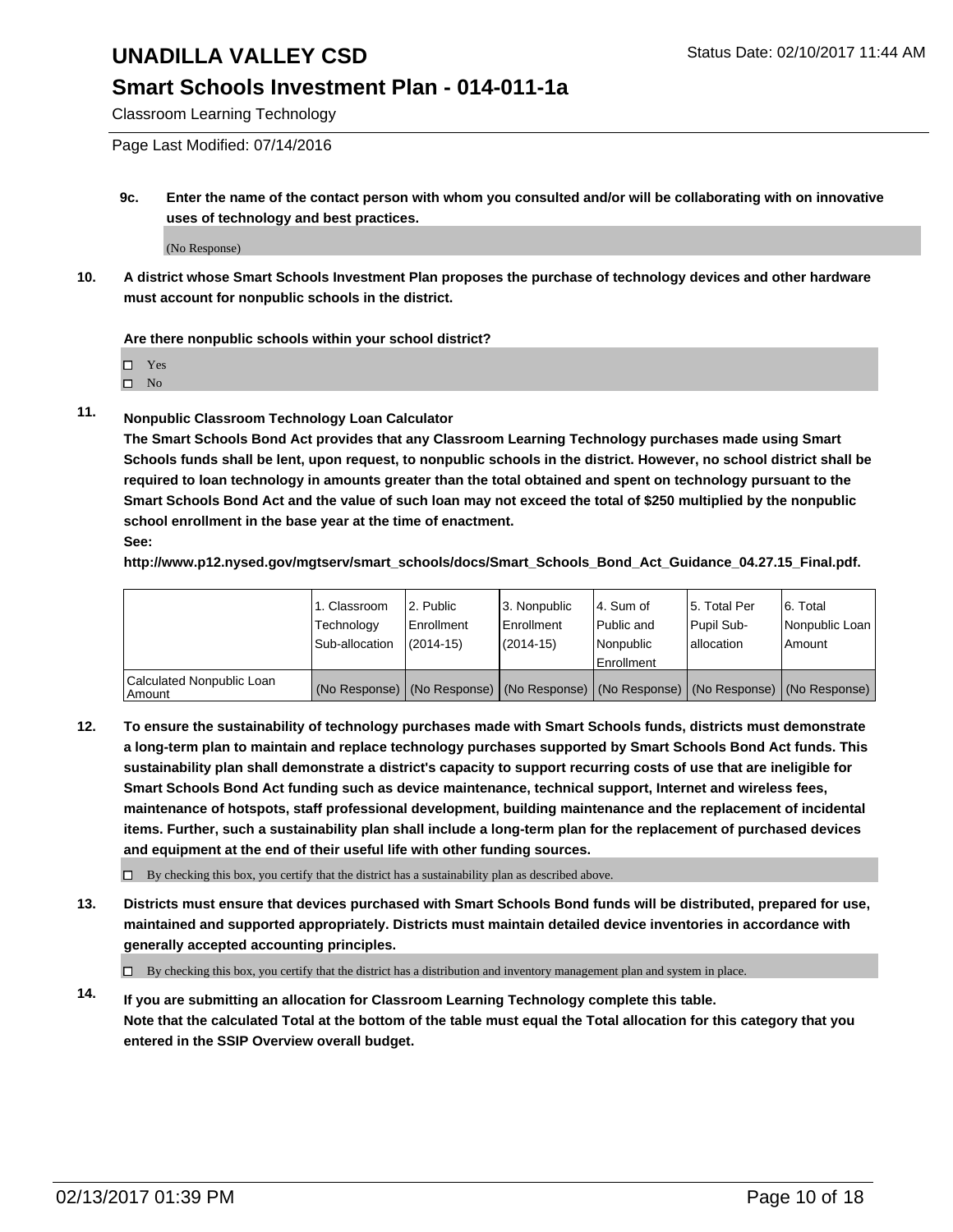**9c. Enter the name of the contact person with whom you consulted and/or will be collaborating with on innovative uses of technology and best practices.**

(No Response)

**10. A district whose Smart Schools Investment Plan proposes the purchase of technology devices and other hardware must account for nonpublic schools in the district.**

**Are there nonpublic schools within your school district?**

- ☐ Yes
- ☐ No

**11. Nonpublic Classroom Technology Loan Calculator**

**The Smart Schools Bond Act provides that any Classroom Learning Technology purchases made using Smart Schools funds shall be lent, upon request, to nonpublic schools in the district. However, no school district shall be required to loan technology in amounts greater than the total obtained and spent on technology pursuant to the Smart Schools Bond Act and the value of such loan may not exceed the total of $250 multiplied by the nonpublic school enrollment in the base year at the time of enactment.**

**See:**

**http://www.p12.nysed.gov/mgtserv/smart_schools/docs/Smart_Schools_Bond_Act_Guidance_04.27.15_Final.pdf.**

| | 1. Classroom Technology Sub-allocation | 2. Public Enrollment (2014-15) | 3. Nonpublic Enrollment (2014-15) | 4. Sum of Public and Nonpublic Enrollment | 5. Total Per Pupil Sub-allocation | 6. Total Nonpublic Loan Amount |
|---|---|---|---|---|---|---|
| Calculated Nonpublic Loan Amount | (No Response) | (No Response) | (No Response) | (No Response) | (No Response) | (No Response) |

**12. To ensure the sustainability of technology purchases made with Smart Schools funds, districts must demonstrate a long-term plan to maintain and replace technology purchases supported by Smart Schools Bond Act funds. This sustainability plan shall demonstrate a district's capacity to support recurring costs of use that are ineligible for Smart Schools Bond Act funding such as device maintenance, technical support, Internet and wireless fees, maintenance of hotspots, staff professional development, building maintenance and the replacement of incidental items. Further, such a sustainability plan shall include a long-term plan for the replacement of purchased devices and equipment at the end of their useful life with other funding sources.**

☐ By checking this box, you certify that the district has a sustainability plan as described above.

**13. Districts must ensure that devices purchased with Smart Schools Bond funds will be distributed, prepared for use, maintained and supported appropriately. Districts must maintain detailed device inventories in accordance with generally accepted accounting principles.**

☐ By checking this box, you certify that the district has a distribution and inventory management plan and system in place.

**14. If you are submitting an allocation for Classroom Learning Technology complete this table. Note that the calculated Total at the bottom of the table must equal the Total allocation for this category that you entered in the SSIP Overview overall budget.**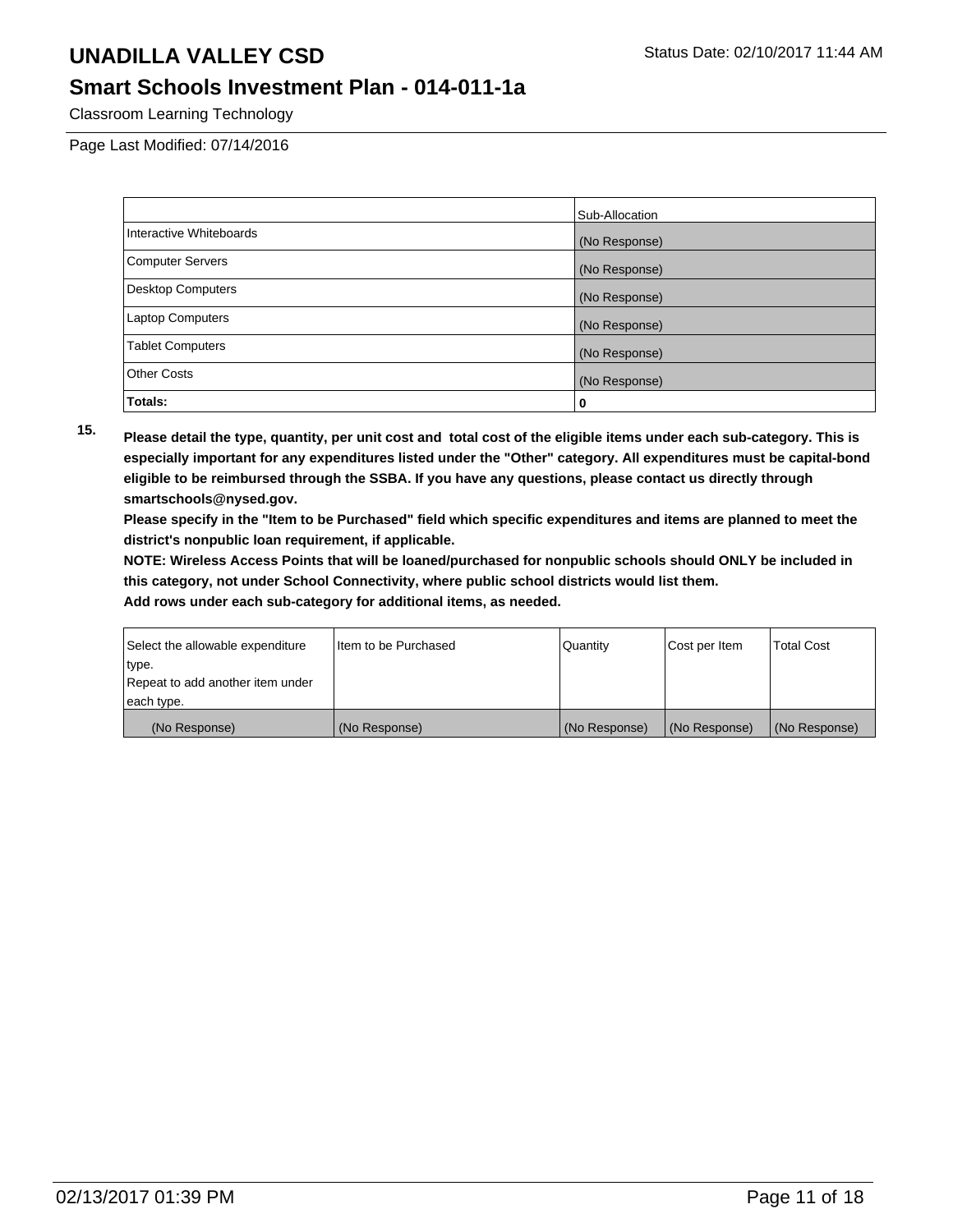| | Sub-Allocation |
|---|---|
| Interactive Whiteboards | (No Response) |
| Computer Servers | (No Response) |
| Desktop Computers | (No Response) |
| Laptop Computers | (No Response) |
| Tablet Computers | (No Response) |
| Other Costs | (No Response) |
| **Totals:** | **0** |

**15.** **Please detail the type, quantity, per unit cost and total cost of the eligible items under each sub-category. This is especially important for any expenditures listed under the "Other" category. All expenditures must be capital-bond eligible to be reimbursed through the SSBA. If you have any questions, please contact us directly through smartschools@nysed.gov.**

**Please specify in the "Item to be Purchased" field which specific expenditures and items are planned to meet the district's nonpublic loan requirement, if applicable.**

**NOTE: Wireless Access Points that will be loaned/purchased for nonpublic schools should ONLY be included in this category, not under School Connectivity, where public school districts would list them.**

**Add rows under each sub-category for additional items, as needed.**

| Select the allowable expenditure type. Repeat to add another item under each type. | Item to be Purchased | Quantity | Cost per Item | Total Cost |
|---|---|---|---|---|
| (No Response) | (No Response) | (No Response) | (No Response) | (No Response) |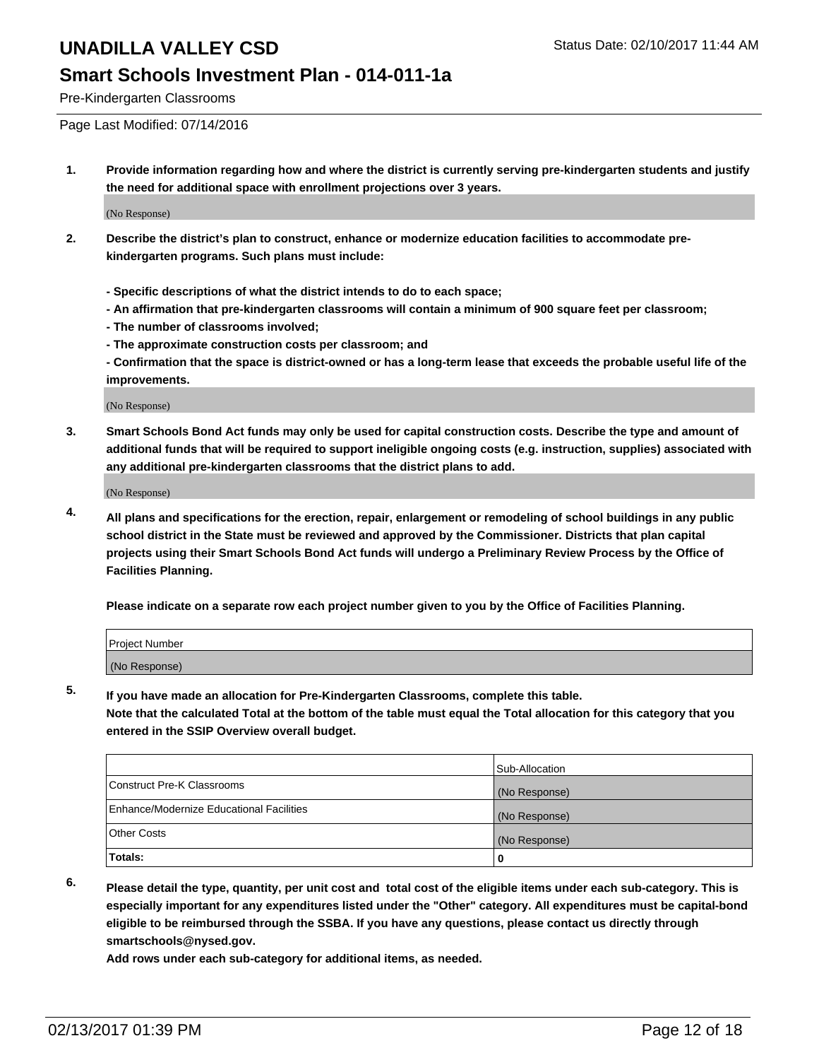# UNADILLA VALLEY CSD

## Smart Schools Investment Plan - 014-011-1a

Pre-Kindergarten Classrooms

Status Date: 02/10/2017 11:44 AM

Page Last Modified: 07/14/2016

1. **Provide information regarding how and where the district is currently serving pre-kindergarten students and justify the need for additional space with enrollment projections over 3 years.**

   (No Response)

2. **Describe the district's plan to construct, enhance or modernize education facilities to accommodate pre-kindergarten programs. Such plans must include:**

   **- Specific descriptions of what the district intends to do to each space;**
   **- An affirmation that pre-kindergarten classrooms will contain a minimum of 900 square feet per classroom;**
   **- The number of classrooms involved;**
   **- The approximate construction costs per classroom; and**
   **- Confirmation that the space is district-owned or has a long-term lease that exceeds the probable useful life of the improvements.**

   (No Response)

3. **Smart Schools Bond Act funds may only be used for capital construction costs. Describe the type and amount of additional funds that will be required to support ineligible ongoing costs (e.g. instruction, supplies) associated with any additional pre-kindergarten classrooms that the district plans to add.**

   (No Response)

4. **All plans and specifications for the erection, repair, enlargement or remodeling of school buildings in any public school district in the State must be reviewed and approved by the Commissioner. Districts that plan capital projects using their Smart Schools Bond Act funds will undergo a Preliminary Review Process by the Office of Facilities Planning.**

   **Please indicate on a separate row each project number given to you by the Office of Facilities Planning.**

| Project Number |
| --- |
| (No Response) |

5. **If you have made an allocation for Pre-Kindergarten Classrooms, complete this table.**
   **Note that the calculated Total at the bottom of the table must equal the Total allocation for this category that you entered in the SSIP Overview overall budget.**

| | Sub-Allocation |
| --- | --- |
| Construct Pre-K Classrooms | (No Response) |
| Enhance/Modernize Educational Facilities | (No Response) |
| Other Costs | (No Response) |
| **Totals:** | **0** |

6. **Please detail the type, quantity, per unit cost and total cost of the eligible items under each sub-category. This is especially important for any expenditures listed under the "Other" category. All expenditures must be capital-bond eligible to be reimbursed through the SSBA. If you have any questions, please contact us directly through smartschools@nysed.gov.**
   **Add rows under each sub-category for additional items, as needed.**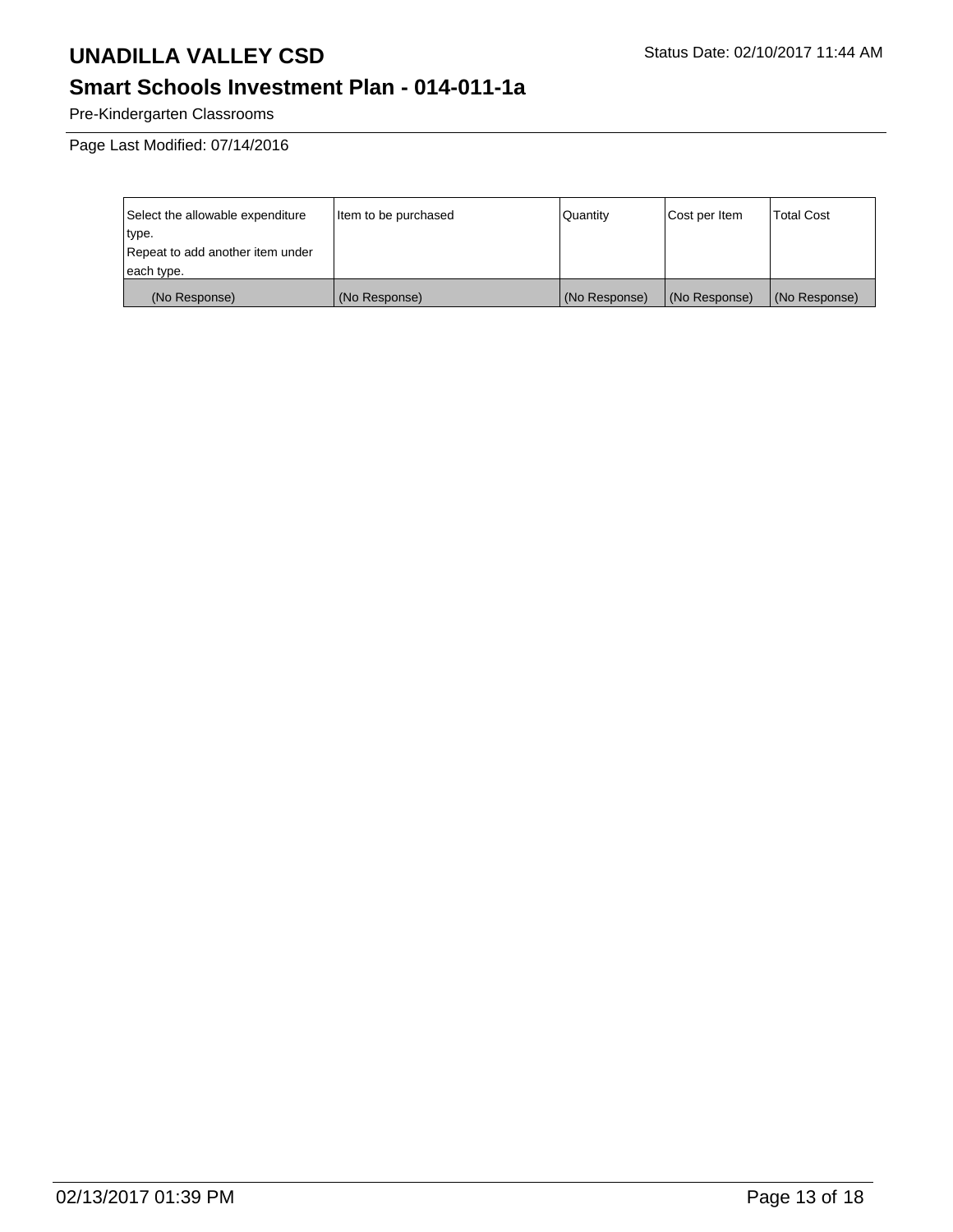# UNADILLA VALLEY CSD

Status Date: 02/10/2017 11:44 AM

## Smart Schools Investment Plan - 014-011-1a

Pre-Kindergarten Classrooms

Page Last Modified: 07/14/2016

| Select the allowable expenditure type. Repeat to add another item under each type. | Item to be purchased | Quantity | Cost per Item | Total Cost |
|---|---|---|---|---|
| (No Response) | (No Response) | (No Response) | (No Response) | (No Response) |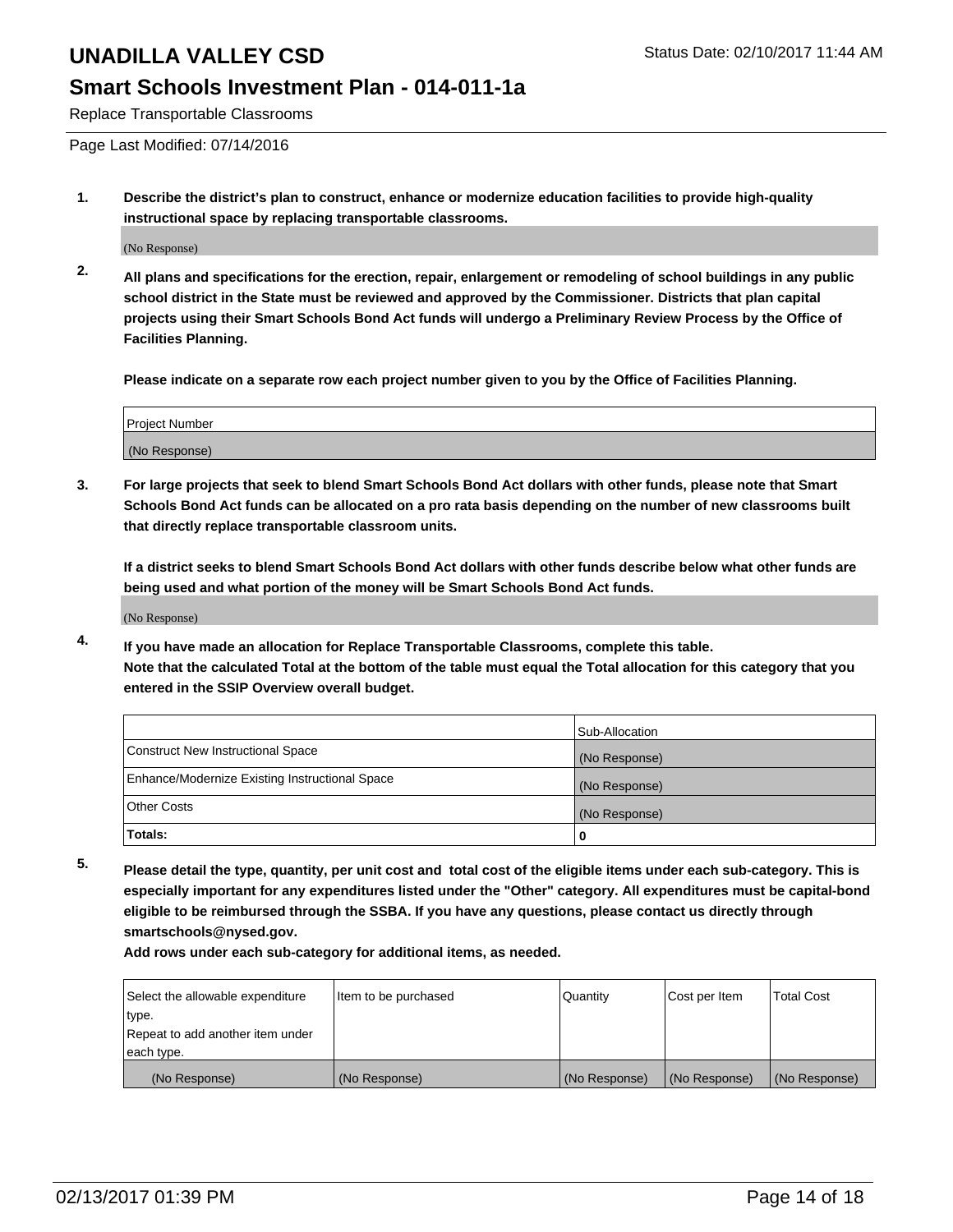# UNADILLA VALLEY CSD

## Smart Schools Investment Plan - 014-011-1a

Replace Transportable Classrooms

Page Last Modified: 07/14/2016

**1. Describe the district's plan to construct, enhance or modernize education facilities to provide high-quality instructional space by replacing transportable classrooms.**

(No Response)

**2. All plans and specifications for the erection, repair, enlargement or remodeling of school buildings in any public school district in the State must be reviewed and approved by the Commissioner. Districts that plan capital projects using their Smart Schools Bond Act funds will undergo a Preliminary Review Process by the Office of Facilities Planning.**

**Please indicate on a separate row each project number given to you by the Office of Facilities Planning.**

| Project Number |
|---|
| (No Response) |

**3. For large projects that seek to blend Smart Schools Bond Act dollars with other funds, please note that Smart Schools Bond Act funds can be allocated on a pro rata basis depending on the number of new classrooms built that directly replace transportable classroom units.**

**If a district seeks to blend Smart Schools Bond Act dollars with other funds describe below what other funds are being used and what portion of the money will be Smart Schools Bond Act funds.**

(No Response)

**4. If you have made an allocation for Replace Transportable Classrooms, complete this table. Note that the calculated Total at the bottom of the table must equal the Total allocation for this category that you entered in the SSIP Overview overall budget.**

| | Sub-Allocation |
|---|---|
| Construct New Instructional Space | (No Response) |
| Enhance/Modernize Existing Instructional Space | (No Response) |
| Other Costs | (No Response) |
| **Totals:** | **0** |

**5. Please detail the type, quantity, per unit cost and total cost of the eligible items under each sub-category. This is especially important for any expenditures listed under the "Other" category. All expenditures must be capital-bond eligible to be reimbursed through the SSBA. If you have any questions, please contact us directly through smartschools@nysed.gov.**

**Add rows under each sub-category for additional items, as needed.**

| Select the allowable expenditure type. Repeat to add another item under each type. | Item to be purchased | Quantity | Cost per Item | Total Cost |
|---|---|---|---|---|
| (No Response) | (No Response) | (No Response) | (No Response) | (No Response) |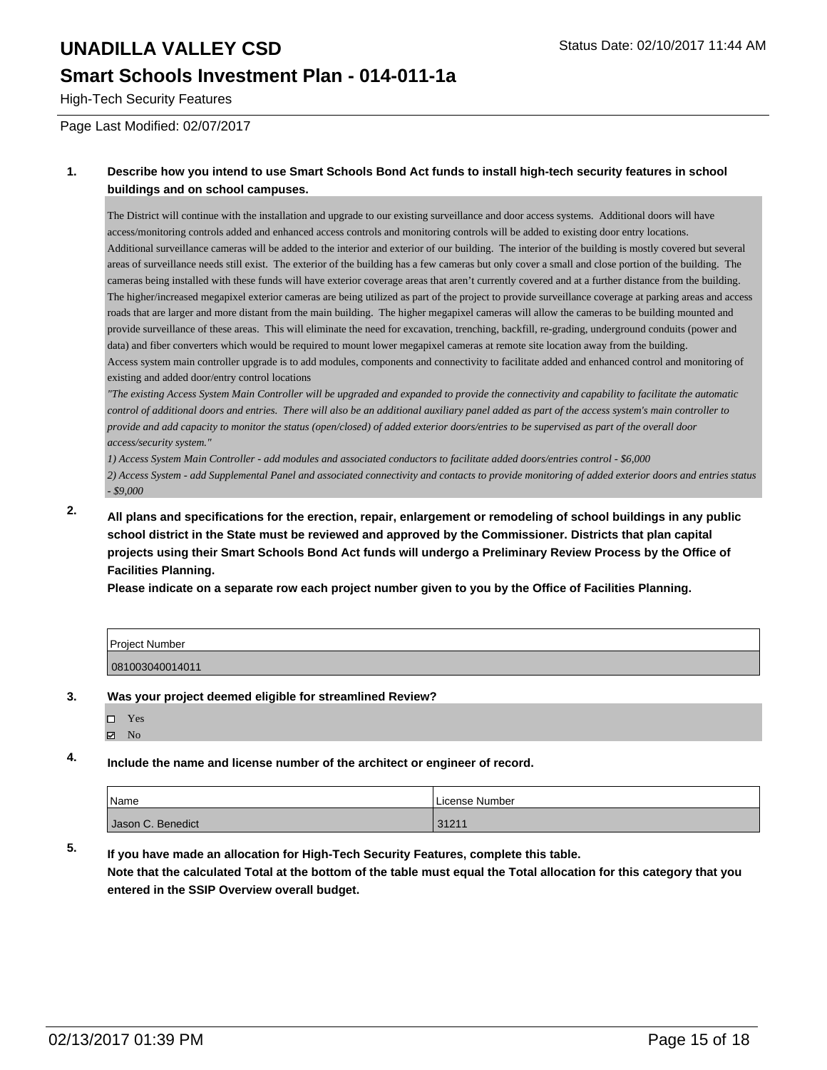# UNADILLA VALLEY CSD

## Smart Schools Investment Plan - 014-011-1a

High-Tech Security Features

Page Last Modified: 02/07/2017

**1. Describe how you intend to use Smart Schools Bond Act funds to install high-tech security features in school buildings and on school campuses.**

The District will continue with the installation and upgrade to our existing surveillance and door access systems. Additional doors will have access/monitoring controls added and enhanced access controls and monitoring controls will be added to existing door entry locations.
Additional surveillance cameras will be added to the interior and exterior of our building. The interior of the building is mostly covered but several areas of surveillance needs still exist. The exterior of the building has a few cameras but only cover a small and close portion of the building. The cameras being installed with these funds will have exterior coverage areas that aren't currently covered and at a further distance from the building. The higher/increased megapixel exterior cameras are being utilized as part of the project to provide surveillance coverage at parking areas and access roads that are larger and more distant from the main building. The higher megapixel cameras will allow the cameras to be building mounted and provide surveillance of these areas. This will eliminate the need for excavation, trenching, backfill, re-grading, underground conduits (power and data) and fiber converters which would be required to mount lower megapixel cameras at remote site location away from the building.
Access system main controller upgrade is to add modules, components and connectivity to facilitate added and enhanced control and monitoring of existing and added door/entry control locations

*"The existing Access System Main Controller will be upgraded and expanded to provide the connectivity and capability to facilitate the automatic control of additional doors and entries. There will also be an additional auxiliary panel added as part of the access system's main controller to provide and add capacity to monitor the status (open/closed) of added exterior doors/entries to be supervised as part of the overall door access/security system."*

*1) Access System Main Controller - add modules and associated conductors to facilitate added doors/entries control - $6,000*

*2) Access System - add Supplemental Panel and associated connectivity and contacts to provide monitoring of added exterior doors and entries status - $9,000*

**2. All plans and specifications for the erection, repair, enlargement or remodeling of school buildings in any public school district in the State must be reviewed and approved by the Commissioner. Districts that plan capital projects using their Smart Schools Bond Act funds will undergo a Preliminary Review Process by the Office of Facilities Planning.**
**Please indicate on a separate row each project number given to you by the Office of Facilities Planning.**

| Project Number |
|---|
| 081003040014011 |

**3. Was your project deemed eligible for streamlined Review?**

- ☐ Yes
- ☑ No

**4. Include the name and license number of the architect or engineer of record.**

| Name | License Number |
|---|---|
| Jason C. Benedict | 31211 |

**5. If you have made an allocation for High-Tech Security Features, complete this table.**
**Note that the calculated Total at the bottom of the table must equal the Total allocation for this category that you entered in the SSIP Overview overall budget.**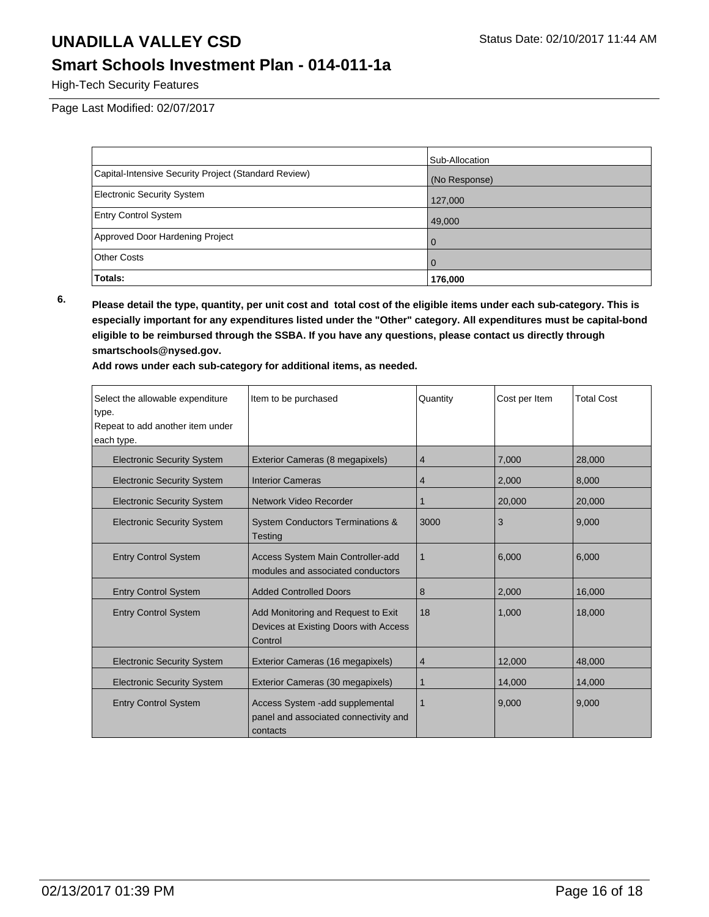|  | Sub-Allocation |
|---|---|
| Capital-Intensive Security Project (Standard Review) | (No Response) |
| Electronic Security System | 127,000 |
| Entry Control System | 49,000 |
| Approved Door Hardening Project | 0 |
| Other Costs | 0 |
| **Totals:** | **176,000** |

**6. Please detail the type, quantity, per unit cost and total cost of the eligible items under each sub-category. This is especially important for any expenditures listed under the "Other" category. All expenditures must be capital-bond eligible to be reimbursed through the SSBA. If you have any questions, please contact us directly through smartschools@nysed.gov.**

**Add rows under each sub-category for additional items, as needed.**

| Select the allowable expenditure type. Repeat to add another item under each type. | Item to be purchased | Quantity | Cost per Item | Total Cost |
|---|---|---|---|---|
| Electronic Security System | Exterior Cameras (8 megapixels) | 4 | 7,000 | 28,000 |
| Electronic Security System | Interior Cameras | 4 | 2,000 | 8,000 |
| Electronic Security System | Network Video Recorder | 1 | 20,000 | 20,000 |
| Electronic Security System | System Conductors Terminations & Testing | 3000 | 3 | 9,000 |
| Entry Control System | Access System Main Controller-add modules and associated conductors | 1 | 6,000 | 6,000 |
| Entry Control System | Added Controlled Doors | 8 | 2,000 | 16,000 |
| Entry Control System | Add Monitoring and Request to Exit Devices at Existing Doors with Access Control | 18 | 1,000 | 18,000 |
| Electronic Security System | Exterior Cameras (16 megapixels) | 4 | 12,000 | 48,000 |
| Electronic Security System | Exterior Cameras (30 megapixels) | 1 | 14,000 | 14,000 |
| Entry Control System | Access System -add supplemental panel and associated connectivity and contacts | 1 | 9,000 | 9,000 |